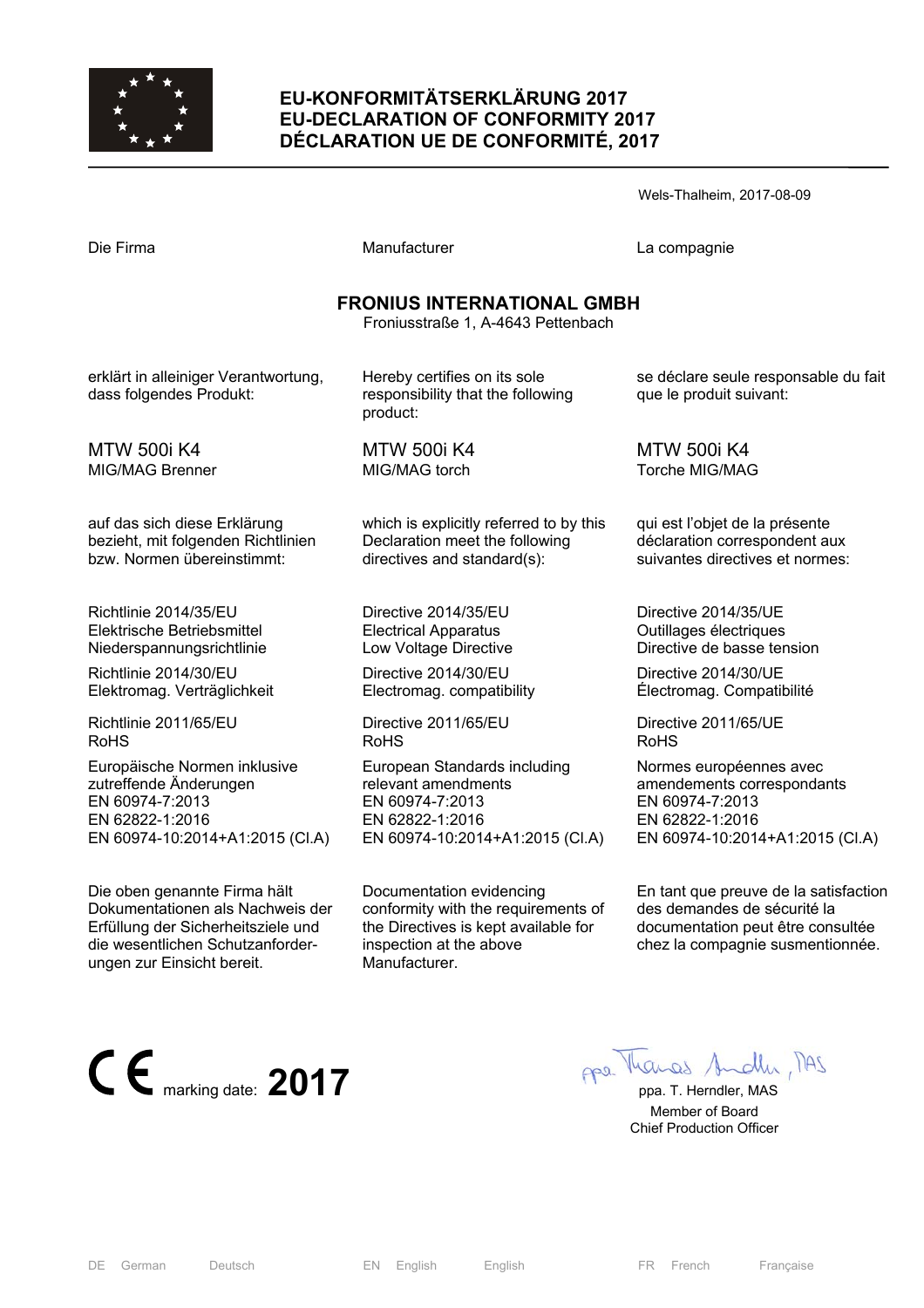# EU-KONFORMITÄTSERKLÄRUNG 2017
# EU-DECLARATION OF CONFORMITY 2017
# DÉCLARATION UE DE CONFORMITÉ, 2017

Wels-Thalheim, 2017-08-09

| Die Firma | Manufacturer | La compagnie |
|---|---|---|

**FRONIUS INTERNATIONAL GMBH**
Froniusstraße 1, A-4643 Pettenbach

| | | |
|---|---|---|
| erklärt in alleiniger Verantwortung, dass folgendes Produkt: | Hereby certifies on its sole responsibility that the following product: | se déclare seule responsable du fait que le produit suivant: |
| MTW 500i K4<br>MIG/MAG Brenner | MTW 500i K4<br>MIG/MAG torch | MTW 500i K4<br>Torche MIG/MAG |
| auf das sich diese Erklärung bezieht, mit folgenden Richtlinien bzw. Normen übereinstimmt: | which is explicitly referred to by this Declaration meet the following directives and standard(s): | qui est l'objet de la présente déclaration correspondent aux suivantes directives et normes: |
| Richtlinie 2014/35/EU<br>Elektrische Betriebsmittel<br>Niederspannungsrichtlinie | Directive 2014/35/EU<br>Electrical Apparatus<br>Low Voltage Directive | Directive 2014/35/UE<br>Outillages électriques<br>Directive de basse tension |
| Richtlinie 2014/30/EU<br>Elektromag. Verträglichkeit | Directive 2014/30/EU<br>Electromag. compatibility | Directive 2014/30/UE<br>Électromag. Compatibilité |
| Richtlinie 2011/65/EU<br>RoHS | Directive 2011/65/EU<br>RoHS | Directive 2011/65/UE<br>RoHS |
| Europäische Normen inklusive zutreffende Änderungen<br>EN 60974-7:2013<br>EN 62822-1:2016<br>EN 60974-10:2014+A1:2015 (Cl.A) | European Standards including relevant amendments<br>EN 60974-7:2013<br>EN 62822-1:2016<br>EN 60974-10:2014+A1:2015 (Cl.A) | Normes européennes avec amendements correspondants<br>EN 60974-7:2013<br>EN 62822-1:2016<br>EN 60974-10:2014+A1:2015 (Cl.A) |
| Die oben genannte Firma hält Dokumentationen als Nachweis der Erfüllung der Sicherheitsziele und die wesentlichen Schutzanforderungen zur Einsicht bereit. | Documentation evidencing conformity with the requirements of the Directives is kept available for inspection at the above Manufacturer. | En tant que preuve de la satisfaction des demandes de sécurité la documentation peut être consultée chez la compagnie susmentionnée. |

CE marking date: **2017**

ppa. T. Herndler, MAS
Member of Board
Chief Production Officer

DE German Deutsch | EN English English | FR French Française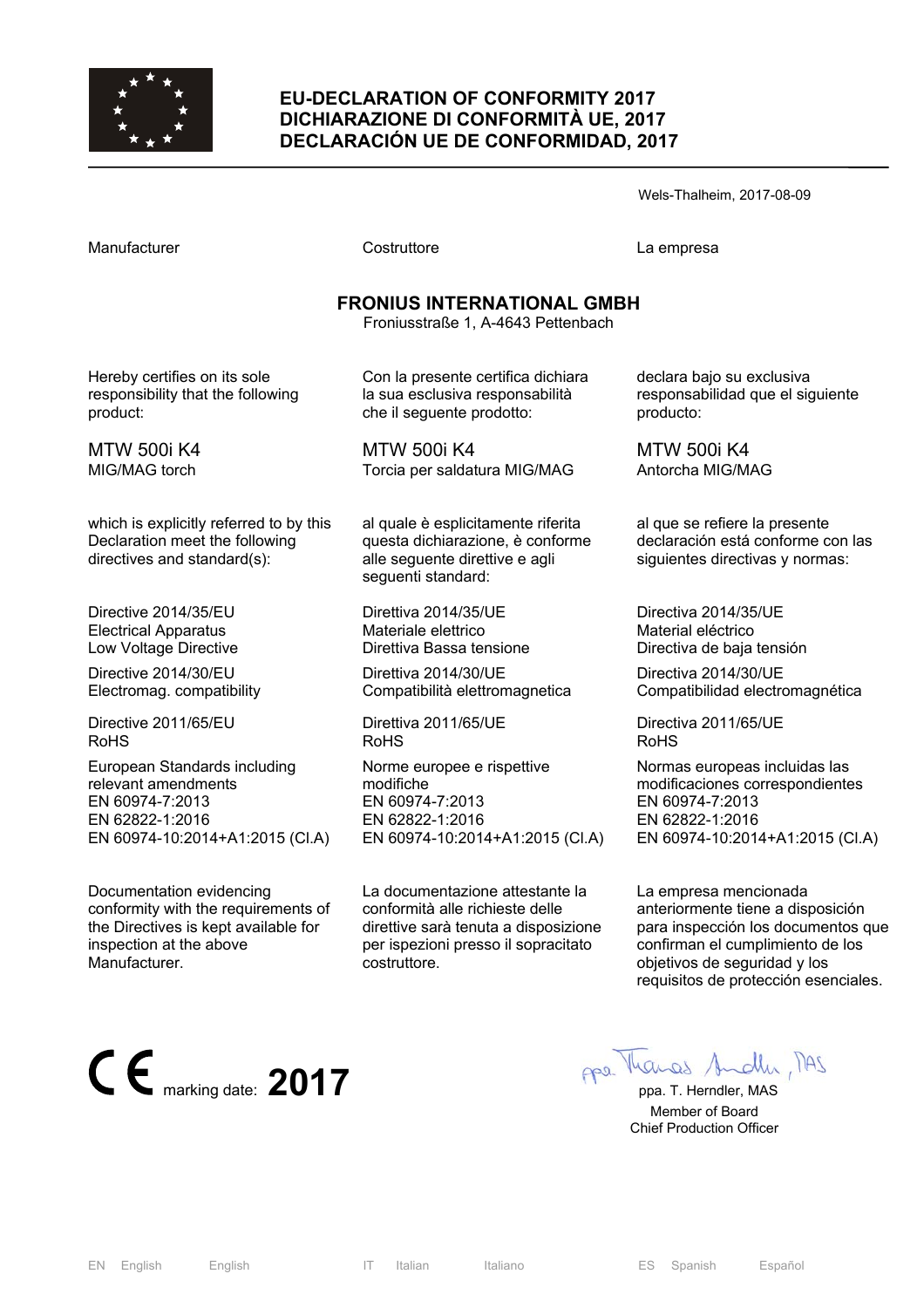# EU-DECLARATION OF CONFORMITY 2017
# DICHIARAZIONE DI CONFORMITÀ UE, 2017
# DECLARACIÓN UE DE CONFORMIDAD, 2017

Wels-Thalheim, 2017-08-09

Manufacturer

**FRONIUS INTERNATIONAL GMBH**
Froniusstraße 1, A-4643 Pettenbach

Hereby certifies on its sole responsibility that the following product:

MTW 500i K4
MIG/MAG torch

which is explicitly referred to by this Declaration meet the following directives and standard(s):

Directive 2014/35/EU
Electrical Apparatus
Low Voltage Directive

Directive 2014/30/EU
Electromag. compatibility

Directive 2011/65/EU
RoHS

European Standards including relevant amendments
EN 60974-7:2013
EN 62822-1:2016
EN 60974-10:2014+A1:2015 (Cl.A)

Documentation evidencing conformity with the requirements of the Directives is kept available for inspection at the above Manufacturer.

Costruttore

**FRONIUS INTERNATIONAL GMBH**
Froniusstraße 1, A-4643 Pettenbach

Con la presente certifica dichiara la sua esclusiva responsabilità che il seguente prodotto:

MTW 500i K4
Torcia per saldatura MIG/MAG

al quale è esplicitamente riferita questa dichiarazione, è conforme alle seguente direttive e agli seguenti standard:

Direttiva 2014/35/UE
Materiale elettrico
Direttiva Bassa tensione

Direttiva 2014/30/UE
Compatibilità elettromagnetica

Direttiva 2011/65/UE
RoHS

Norme europee e rispettive modifiche
EN 60974-7:2013
EN 62822-1:2016
EN 60974-10:2014+A1:2015 (Cl.A)

La documentazione attestante la conformità alle richieste delle direttive sarà tenuta a disposizione per ispezioni presso il sopracitato costruttore.

La empresa

**FRONIUS INTERNATIONAL GMBH**
Froniusstraße 1, A-4643 Pettenbach

declara bajo su exclusiva responsabilidad que el siguiente producto:

MTW 500i K4
Antorcha MIG/MAG

al que se refiere la presente declaración está conforme con las siguientes directivas y normas:

Directiva 2014/35/UE
Material eléctrico
Directiva de baja tensión

Directiva 2014/30/UE
Compatibilidad electromagnética

Directiva 2011/65/UE
RoHS

Normas europeas incluidas las modificaciones correspondientes
EN 60974-7:2013
EN 62822-1:2016
EN 60974-10:2014+A1:2015 (Cl.A)

La empresa mencionada anteriormente tiene a disposición para inspección los documentos que confirman el cumplimiento de los objetivos de seguridad y los requisitos de protección esenciales.

CE marking date: **2017**

ppa. T. Herndler, MAS
Member of Board
Chief Production Officer

EN English English IT Italian Italiano ES Spanish Español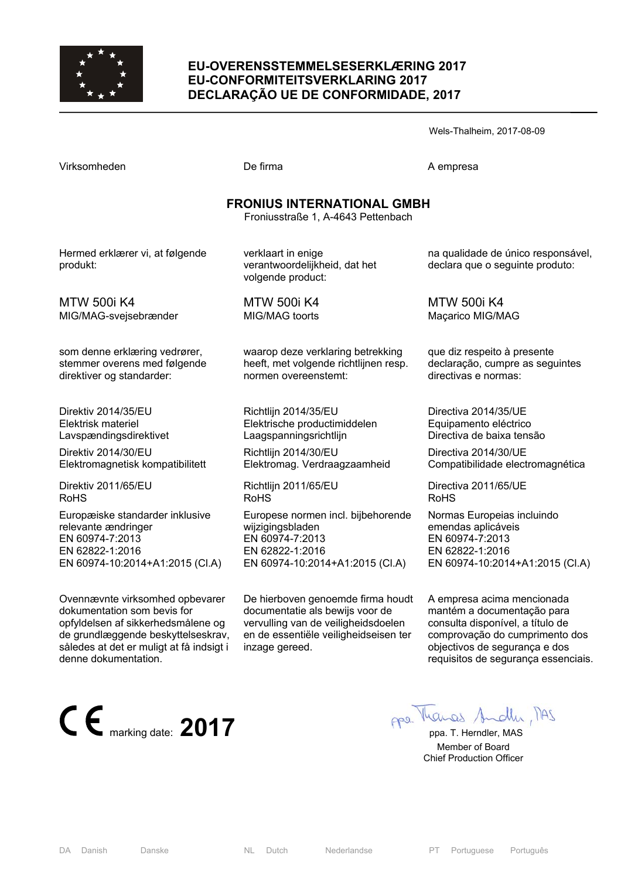# EU-OVERENSSTEMMELSESERKLÆRING 2017
# EU-CONFORMITEITSVERKLARING 2017
# DECLARAÇÃO UE DE CONFORMIDADE, 2017

Wels-Thalheim, 2017-08-09

| Virksomheden | De firma | A empresa |
|---|---|---|

**FRONIUS INTERNATIONAL GMBH**
Froniusstraße 1, A-4643 Pettenbach

| | | |
|---|---|---|
| Hermed erklærer vi, at følgende produkt: | verklaart in enige verantwoordelijkheid, dat het volgende product: | na qualidade de único responsável, declara que o seguinte produto: |
| MTW 500i K4<br>MIG/MAG-svejsebrænder | MTW 500i K4<br>MIG/MAG toorts | MTW 500i K4<br>Maçarico MIG/MAG |
| som denne erklæring vedrører, stemmer overens med følgende direktiver og standarder: | waarop deze verklaring betrekking heeft, met volgende richtlijnen resp. normen overeenstemt: | que diz respeito à presente declaração, cumpre as seguintes directivas e normas: |
| Direktiv 2014/35/EU<br>Elektrisk materiel<br>Lavspændingsdirektivet | Richtlijn 2014/35/EU<br>Elektrische productimiddelen<br>Laagspanningsrichtlijn | Directiva 2014/35/UE<br>Equipamento eléctrico<br>Directiva de baixa tensão |
| Direktiv 2014/30/EU<br>Elektromagnetisk kompatibilitett | Richtlijn 2014/30/EU<br>Elektromag. Verdraagzaamheid | Directiva 2014/30/UE<br>Compatibilidade electromagnética |
| Direktiv 2011/65/EU<br>RoHS | Richtlijn 2011/65/EU<br>RoHS | Directiva 2011/65/UE<br>RoHS |
| Europæiske standarder inklusive relevante ændringer<br>EN 60974-7:2013<br>EN 62822-1:2016<br>EN 60974-10:2014+A1:2015 (Cl.A) | Europese normen incl. bijbehorende wijzigingsbladen<br>EN 60974-7:2013<br>EN 62822-1:2016<br>EN 60974-10:2014+A1:2015 (Cl.A) | Normas Europeias incluindo emendas aplicáveis<br>EN 60974-7:2013<br>EN 62822-1:2016<br>EN 60974-10:2014+A1:2015 (Cl.A) |
| Ovennævnte virksomhed opbevarer dokumentation som bevis for opfyldelsen af sikkerhedsmålene og de grundlæggende beskyttelseskrav, således at det er muligt at få indsigt i denne dokumentation. | De hierboven genoemde firma houdt documentatie als bewijs voor de vervulling van de veiligheidsdoelen en de essentiële veiligheidseisen ter inzage gereed. | A empresa acima mencionada mantém a documentação para consulta disponível, a título de comprovação do cumprimento dos objectivos de segurança e dos requisitos de segurança essenciais. |

CE marking date: **2017**

ppa. T. Herndler, MAS
Member of Board
Chief Production Officer

DA Danish Danske | NL Dutch Nederlandse | PT Portuguese Português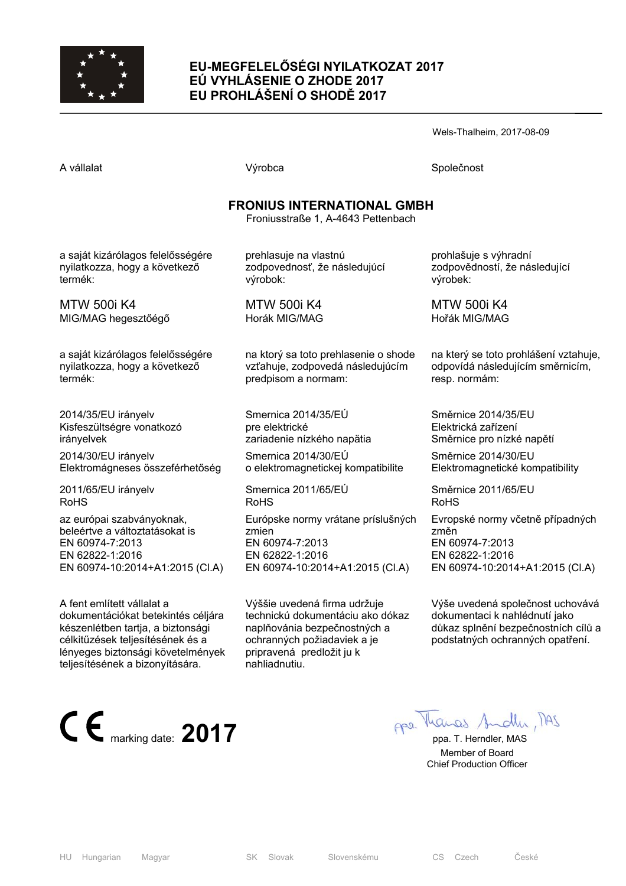# EU-MEGFELELŐSÉGI NYILATKOZAT 2017
# EÚ VYHLÁSENIE O ZHODE 2017
# EU PROHLÁŠENÍ O SHODĚ 2017

Wels-Thalheim, 2017-08-09

| A vállalat | Výrobca | Společnost |
|---|---|---|

**FRONIUS INTERNATIONAL GMBH**
Froniusstraße 1, A-4643 Pettenbach

| | | |
|---|---|---|
| a saját kizárólagos felelősségére nyilatkozza, hogy a következő termék: | prehlasuje na vlastnú zodpovednosť, že následujúcí výrobok: | prohlašuje s výhradní zodpovědností, že následující výrobek: |
| MTW 500i K4<br>MIG/MAG hegesztőégő | MTW 500i K4<br>Horák MIG/MAG | MTW 500i K4<br>Hořák MIG/MAG |
| a saját kizárólagos felelősségére nyilatkozza, hogy a következő termék: | na ktorý sa toto prehlasenie o shode vzťahuje, zodpovedá následujúcím predpisom a normam: | na který se toto prohlášení vztahuje, odpovídá následujícím směrnicím, resp. normám: |
| 2014/35/EU irányelv<br>Kisfeszültségre vonatkozó irányelvek | Smernica 2014/35/EÚ<br>pre elektrické zariadenie nízkého napätia | Směrnice 2014/35/EU<br>Elektrická zařízení<br>Směrnice pro nízké napětí |
| 2014/30/EU irányelv<br>Elektromágneses összeférhetőség | Smernica 2014/30/EÚ<br>o elektromagnetickej kompatibilite | Směrnice 2014/30/EU<br>Elektromagnetické kompatibility |
| 2011/65/EU irányelv<br>RoHS | Smernica 2011/65/EÚ<br>RoHS | Směrnice 2011/65/EU<br>RoHS |
| az európai szabványoknak, beleértve a változtatásokat is<br>EN 60974-7:2013<br>EN 62822-1:2016<br>EN 60974-10:2014+A1:2015 (Cl.A) | Európske normy vrátane príslušných zmien<br>EN 60974-7:2013<br>EN 62822-1:2016<br>EN 60974-10:2014+A1:2015 (Cl.A) | Evropské normy včetně případných změn<br>EN 60974-7:2013<br>EN 62822-1:2016<br>EN 60974-10:2014+A1:2015 (Cl.A) |
| A fent említett vállalat a dokumentációkat betekintés céljára készenlétben tartja, a biztonsági célkitűzések teljesítésének és a lényeges biztonsági követelmények teljesítésének a bizonyítására. | Výššie uvedená firma udržuje technickú dokumentáciu ako dókaz naplňovánia bezpečnostných a ochranných požiadaviek a je pripravená predložit ju k nahliadnutiu. | Výše uvedená společnost uchovává dokumentaci k nahlédnutí jako důkaz splnění bezpečnostních cílů a podstatných ochranných opatření. |

CE marking date: **2017**

ppa. T. Herndler, MAS
Member of Board
Chief Production Officer

HU Hungarian Magyar | SK Slovak Slovenskému | CS Czech České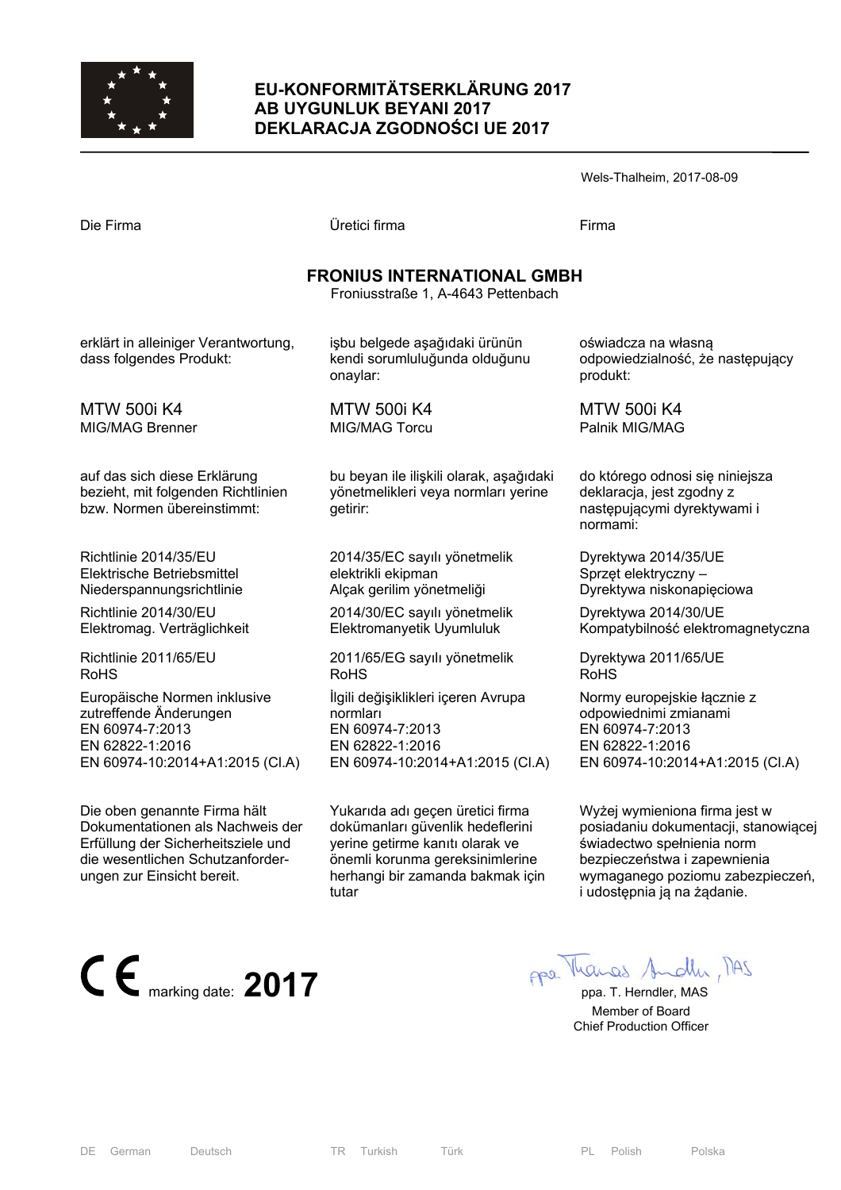# EU-KONFORMITÄTSERKLÄRUNG 2017
# AB UYGUNLUK BEYANI 2017
# DEKLARACJA ZGODNOŚCI UE 2017

Wels-Thalheim, 2017-08-09

| Die Firma | Üretici firma | Firma |
|---|---|---|

**FRONIUS INTERNATIONAL GMBH**
Froniusstraße 1, A-4643 Pettenbach

| | | |
|---|---|---|
| erklärt in alleiniger Verantwortung, dass folgendes Produkt: | işbu belgede aşağıdaki ürünün kendi sorumluluğunda olduğunu onaylar: | oświadcza na własną odpowiedzialność, że następujący produkt: |
| MTW 500i K4<br>MIG/MAG Brenner | MTW 500i K4<br>MIG/MAG Torcu | MTW 500i K4<br>Palnik MIG/MAG |
| auf das sich diese Erklärung bezieht, mit folgenden Richtlinien bzw. Normen übereinstimmt: | bu beyan ile ilişkili olarak, aşağıdaki yönetmelikleri veya normları yerine getirir: | do którego odnosi się niniejsza deklaracja, jest zgodny z następującymi dyrektywami i normami: |
| Richtlinie 2014/35/EU<br>Elektrische Betriebsmittel Niederspannungsrichtlinie | 2014/35/EC sayılı yönetmelik<br>elektrikli ekipman<br>Alçak gerilim yönetmeliği | Dyrektywa 2014/35/UE<br>Sprzęt elektryczny –<br>Dyrektywa niskonapięciowa |
| Richtlinie 2014/30/EU<br>Elektromag. Verträglichkeit | 2014/30/EC sayılı yönetmelik<br>Elektromanyetik Uyumluluk | Dyrektywa 2014/30/UE<br>Kompatybilność elektromagnetyczna |
| Richtlinie 2011/65/EU<br>RoHS | 2011/65/EG sayılı yönetmelik<br>RoHS | Dyrektywa 2011/65/UE<br>RoHS |
| Europäische Normen inklusive zutreffende Änderungen<br>EN 60974-7:2013<br>EN 62822-1:2016<br>EN 60974-10:2014+A1:2015 (Cl.A) | İlgili değişiklikleri içeren Avrupa normları<br>EN 60974-7:2013<br>EN 62822-1:2016<br>EN 60974-10:2014+A1:2015 (Cl.A) | Normy europejskie łącznie z odpowiednimi zmianami<br>EN 60974-7:2013<br>EN 62822-1:2016<br>EN 60974-10:2014+A1:2015 (Cl.A) |
| Die oben genannte Firma hält Dokumentationen als Nachweis der Erfüllung der Sicherheitsziele und die wesentlichen Schutzanforderungen zur Einsicht bereit. | Yukarıda adı geçen üretici firma dokümanları güvenlik hedeflerini yerine getirme kanıtı olarak ve önemli korunma gereksinimlerine herhangi bir zamanda bakmak için tutar | Wyżej wymieniona firma jest w posiadaniu dokumentacji, stanowiącej świadectwo spełnienia norm bezpieczeństwa i zapewnienia wymaganego poziomu zabezpieczeń, i udostępnia ją na żądanie. |

CE marking date: **2017**

ppa. T. Herndler, MAS
Member of Board
Chief Production Officer

| DE German Deutsch | TR Turkish Türk | PL Polish Polska |
|---|---|---|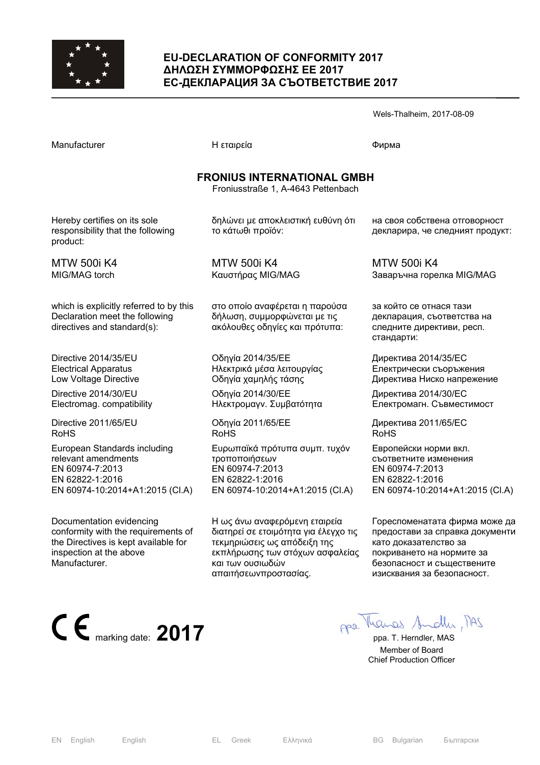# EU-DECLARATION OF CONFORMITY 2017
# ΔΗΛΩΣΗ ΣΥΜΜΟΡΦΩΣΗΣ ΕΕ 2017
# ЕС-ДЕКЛАРАЦИЯ ЗА СЪОТВЕТСТВИЕ 2017

Wels-Thalheim, 2017-08-09

| Manufacturer | Η εταιρεία | Фирма |
|---|---|---|

**FRONIUS INTERNATIONAL GMBH**
Froniusstraße 1, A-4643 Pettenbach

| | | |
|---|---|---|
| Hereby certifies on its sole responsibility that the following product: | δηλώνει με αποκλειστική ευθύνη ότι το κάτωθι προϊόν: | на своя собствена отговорност декларира, че следният продукт: |
| MTW 500i K4<br>MIG/MAG torch | MTW 500i K4<br>Καυστήρας MIG/MAG | MTW 500i K4<br>Заваръчна горелка MIG/MAG |
| which is explicitly referred to by this Declaration meet the following directives and standard(s): | στο οποίο αναφέρεται η παρούσα δήλωση, συμμορφώνεται με τις ακόλουθες οδηγίες και πρότυπα: | за който се отнася тази декларация, съответства на следните директиви, респ. стандарти: |
| Directive 2014/35/EU<br>Electrical Apparatus<br>Low Voltage Directive | Οδηγία 2014/35/ΕΕ<br>Ηλεκτρικά μέσα λειτουργίας<br>Οδηγία χαμηλής τάσης | Директива 2014/35/ЕС<br>Електрически съоръжения<br>Директива Ниско напрежение |
| Directive 2014/30/EU<br>Electromag. compatibility | Οδηγία 2014/30/ΕΕ<br>Ηλεκτρομαγν. Συμβατότητα | Директива 2014/30/ЕС<br>Електромагн. Съвместимост |
| Directive 2011/65/EU<br>RoHS | Οδηγία 2011/65/ΕΕ<br>RoHS | Директива 2011/65/ЕС<br>RoHS |
| European Standards including relevant amendments<br>EN 60974-7:2013<br>EN 62822-1:2016<br>EN 60974-10:2014+A1:2015 (Cl.A) | Ευρωπαϊκά πρότυπα συμπ. τυχόν τροποποιήσεων<br>EN 60974-7:2013<br>EN 62822-1:2016<br>EN 60974-10:2014+A1:2015 (Cl.A) | Европейски норми вкл. съответните изменения<br>EN 60974-7:2013<br>EN 62822-1:2016<br>EN 60974-10:2014+A1:2015 (Cl.A) |
| Documentation evidencing conformity with the requirements of the Directives is kept available for inspection at the above Manufacturer. | Η ως άνω αναφερόμενη εταιρεία διατηρεί σε ετοιμότητα για έλεγχο τις τεκμηριώσεις ως απόδειξη της εκπλήρωσης των στόχων ασφαλείας και των ουσιωδών απαιτήσεωνπροστασίας. | Гореспоменатата фирма може да предостави за справка документи като доказателство за покриването на нормите за безопасност и съществените изисквания за безопасност. |

CE marking date: **2017**

ppa. T. Herndler, MAS
Member of Board
Chief Production Officer

EN English English EL Greek Ελληνικά BG Bulgarian Български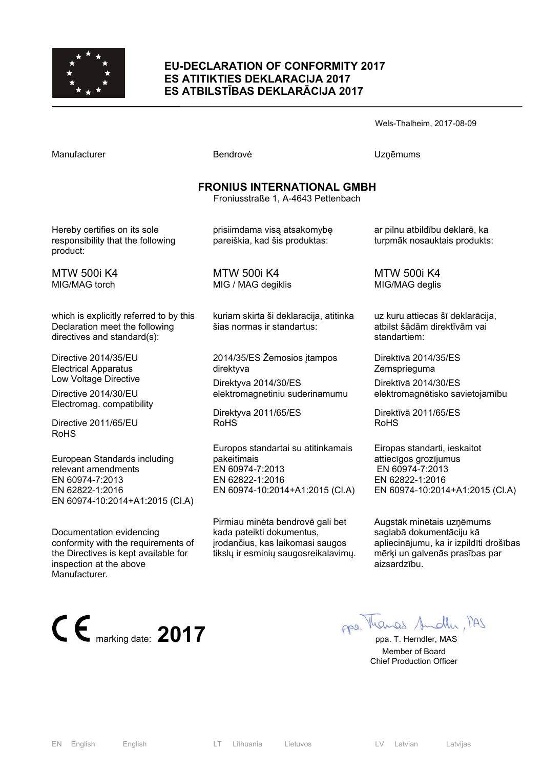# EU-DECLARATION OF CONFORMITY 2017
# ES ATITIKTIES DEKLARACIJA 2017
# ES ATBILSTĪBAS DEKLARĀCIJA 2017

Wels-Thalheim, 2017-08-09

Manufacturer

**FRONIUS INTERNATIONAL GMBH**
Froniusstraße 1, A-4643 Pettenbach

Hereby certifies on its sole responsibility that the following product:

MTW 500i K4
MIG/MAG torch

which is explicitly referred to by this Declaration meet the following directives and standard(s):

Directive 2014/35/EU
Electrical Apparatus
Low Voltage Directive

Directive 2014/30/EU
Electromag. compatibility

Directive 2011/65/EU
RoHS

European Standards including relevant amendments
EN 60974-7:2013
EN 62822-1:2016
EN 60974-10:2014+A1:2015 (Cl.A)

Documentation evidencing conformity with the requirements of the Directives is kept available for inspection at the above Manufacturer.

Bendrovė

prisiimdama visą atsakomybę pareiškia, kad šis produktas:

MTW 500i K4
MIG / MAG degiklis

kuriam skirta ši deklaracija, atitinka šias normas ir standartus:

2014/35/ES Žemosios įtampos direktyva

Direktyva 2014/30/ES
elektromagnetiniu suderinamumu

Direktyva 2011/65/ES
RoHS

Europos standartai su atitinkamais pakeitimais
EN 60974-7:2013
EN 62822-1:2016
EN 60974-10:2014+A1:2015 (Cl.A)

Pirmiau minėta bendrovė gali bet kada pateikti dokumentus, įrodančius, kas laikomasi saugos tikslų ir esminių saugosreikalavimų.

Uzņēmums

ar pilnu atbildību deklarē, ka turpmāk nosauktais produkts:

MTW 500i K4
MIG/MAG deglis

uz kuru attiecas šī deklarācija, atbilst šādām direktīvām vai standartiem:

Direktīvā 2014/35/ES
Zemsprieguma

Direktīvā 2014/30/ES
elektromagnētisko savietojamību

Direktīvā 2011/65/ES
RoHS

Eiropas standarti, ieskaitot attiecīgos grozījumus
EN 60974-7:2013
EN 62822-1:2016
EN 60974-10:2014+A1:2015 (Cl.A)

Augstāk minētais uzņēmums saglabā dokumentāciju kā apliecinājumu, ka ir izpildīti drošības mērķi un galvenās prasības par aizsardzību.

CE marking date: **2017**

ppa. T. Herndler, MAS
Member of Board
Chief Production Officer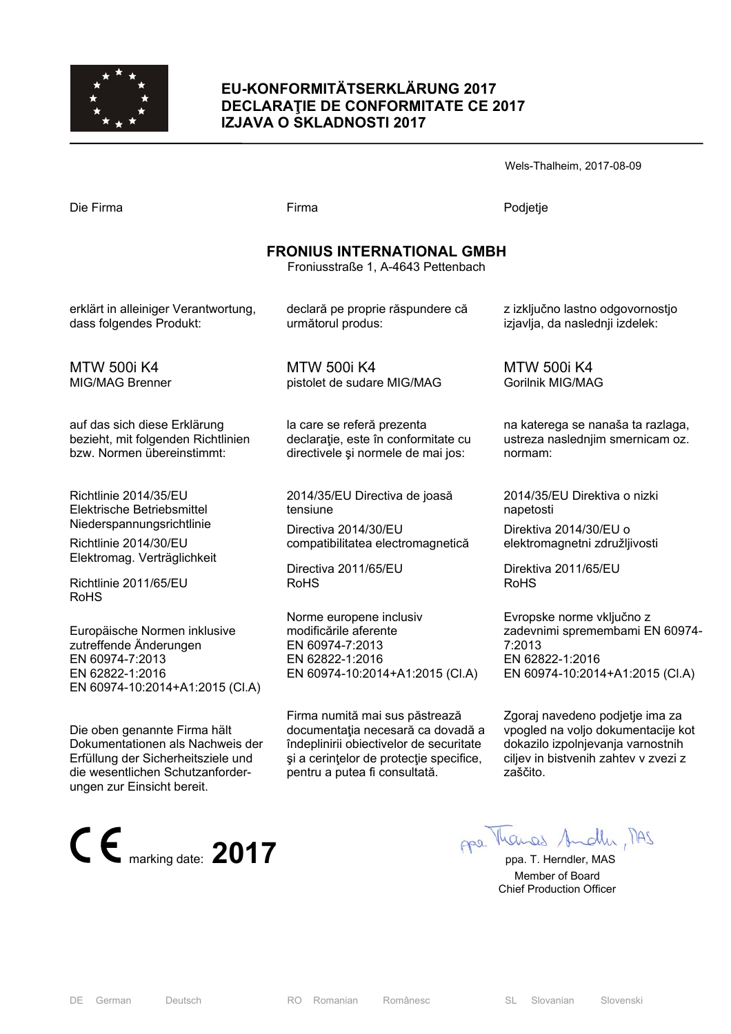# EU-KONFORMITÄTSERKLÄRUNG 2017
# DECLARAŢIE DE CONFORMITATE CE 2017
# IZJAVA O SKLADNOSTI 2017

Wels-Thalheim, 2017-08-09

| Die Firma | Firma | Podjetje |
|---|---|---|

**FRONIUS INTERNATIONAL GMBH**
Froniusstraße 1, A-4643 Pettenbach

| DE | RO | SL |
|---|---|---|
| erklärt in alleiniger Verantwortung, dass folgendes Produkt: | declară pe proprie răspundere că următorul produs: | z izključno lastno odgovornostjo izjavlja, da naslednji izdelek: |
| MTW 500i K4<br>MIG/MAG Brenner | MTW 500i K4<br>pistolet de sudare MIG/MAG | MTW 500i K4<br>Gorilnik MIG/MAG |
| auf das sich diese Erklärung bezieht, mit folgenden Richtlinien bzw. Normen übereinstimmt: | la care se referă prezenta declaraţie, este în conformitate cu directivele şi normele de mai jos: | na katerega se nanaša ta razlaga, ustreza naslednjim smernicam oz. normam: |
| Richtlinie 2014/35/EU Elektrische Betriebsmittel Niederspannungsrichtlinie | 2014/35/EU Directiva de joasă tensiune | 2014/35/EU Direktiva o nizki napetosti |
| Richtlinie 2014/30/EU Elektromag. Verträglichkeit | Directiva 2014/30/EU compatibilitatea electromagnetică | Direktiva 2014/30/EU o elektromagnetni združljivosti |
| Richtlinie 2011/65/EU RoHS | Directiva 2011/65/EU RoHS | Direktiva 2011/65/EU RoHS |
| Europäische Normen inklusive zutreffende Änderungen<br>EN 60974-7:2013<br>EN 62822-1:2016<br>EN 60974-10:2014+A1:2015 (Cl.A) | Norme europene inclusiv modificările aferente<br>EN 60974-7:2013<br>EN 62822-1:2016<br>EN 60974-10:2014+A1:2015 (Cl.A) | Evropske norme vključno z zadevnimi spremembami EN 60974-7:2013<br>EN 62822-1:2016<br>EN 60974-10:2014+A1:2015 (Cl.A) |
| Die oben genannte Firma hält Dokumentationen als Nachweis der Erfüllung der Sicherheitsziele und die wesentlichen Schutzanforderungen zur Einsicht bereit. | Firma numită mai sus păstrează documentaţia necesară ca dovadă a îndeplinirii obiectivelor de securitate şi a cerinţelor de protecţie specifice, pentru a putea fi consultată. | Zgoraj navedeno podjetje ima za vpogled na voljo dokumentacije kot dokazilo izpolnjevanja varnostnih ciljev in bistvenih zahtev v zvezi z zaščito. |

CE marking date: **2017**

ppa. T. Herndler, MAS
Member of Board
Chief Production Officer

DE German Deutsch — RO Romanian Românesc — SL Slovanian Slovenski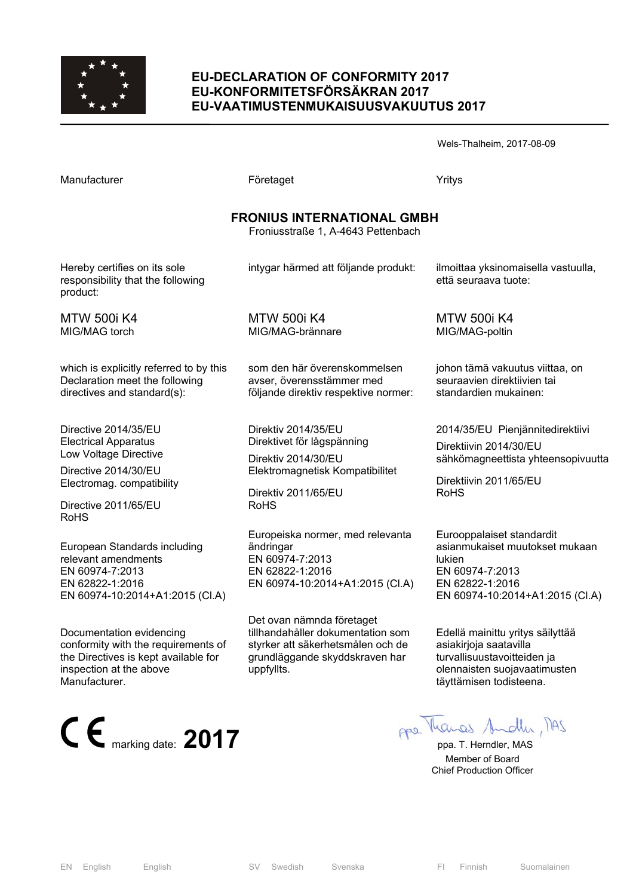# EU-DECLARATION OF CONFORMITY 2017
# EU-KONFORMITETSFÖRSÄKRAN 2017
# EU-VAATIMUSTENMUKAISUUSVAKUUTUS 2017

Wels-Thalheim, 2017-08-09

| Manufacturer | Företaget | Yritys |
|---|---|---|

**FRONIUS INTERNATIONAL GMBH**
Froniusstraße 1, A-4643 Pettenbach

| | | |
|---|---|---|
| Hereby certifies on its sole responsibility that the following product: | intygar härmed att följande produkt: | ilmoittaa yksinomaisella vastuulla, että seuraava tuote: |
| MTW 500i K4<br>MIG/MAG torch | MTW 500i K4<br>MIG/MAG-brännare | MTW 500i K4<br>MIG/MAG-poltin |
| which is explicitly referred to by this Declaration meet the following directives and standard(s): | som den här överenskommelsen avser, överensstämmer med följande direktiv respektive normer: | johon tämä vakuutus viittaa, on seuraavien direktiivien tai standardien mukainen: |
| Directive 2014/35/EU<br>Electrical Apparatus<br>Low Voltage Directive<br>Directive 2014/30/EU<br>Electromag. compatibility<br>Directive 2011/65/EU<br>RoHS | Direktiv 2014/35/EU<br>Direktivet för lågspänning<br>Direktiv 2014/30/EU<br>Elektromagnetisk Kompatibilitet<br>Direktiv 2011/65/EU<br>RoHS | 2014/35/EU Pienjännitedirektiivi<br>Direktiivin 2014/30/EU<br>sähkömagneettista yhteensopivuutta<br>Direktiivin 2011/65/EU<br>RoHS |
| European Standards including relevant amendments<br>EN 60974-7:2013<br>EN 62822-1:2016<br>EN 60974-10:2014+A1:2015 (Cl.A) | Europeiska normer, med relevanta ändringar<br>EN 60974-7:2013<br>EN 62822-1:2016<br>EN 60974-10:2014+A1:2015 (Cl.A) | Eurooppalaiset standardit asianmukaiset muutokset mukaan lukien<br>EN 60974-7:2013<br>EN 62822-1:2016<br>EN 60974-10:2014+A1:2015 (Cl.A) |
| Documentation evidencing conformity with the requirements of the Directives is kept available for inspection at the above Manufacturer. | Det ovan nämnda företaget tillhandahåller dokumentation som styrker att säkerhetsmålen och de grundläggande skyddskraven har uppfyllts. | Edellä mainittu yritys säilyttää asiakirjoja saatavilla turvallisuustavoitteiden ja olennaisten suojavaatimusten täyttämisen todisteena. |

CE marking date: **2017**

ppa. T. Herndler, MAS
Member of Board
Chief Production Officer

EN English English | SV Swedish Svenska | FI Finnish Suomalainen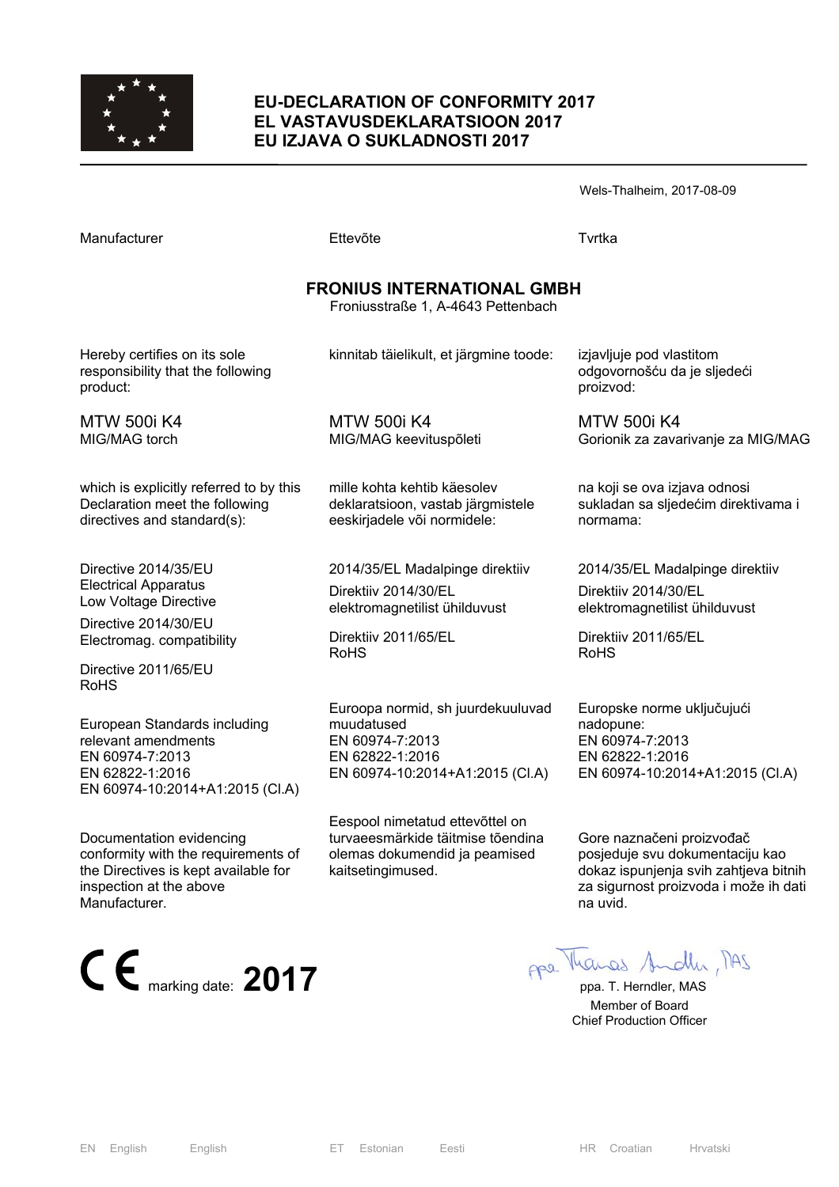# EU-DECLARATION OF CONFORMITY 2017
# EL VASTAVUSDEKLARATSIOON 2017
# EU IZJAVA O SUKLADNOSTI 2017

Wels-Thalheim, 2017-08-09

| Manufacturer | Ettevõte | Tvrtka |
|---|---|---|

**FRONIUS INTERNATIONAL GMBH**
Froniusstraße 1, A-4643 Pettenbach

| | | |
|---|---|---|
| Hereby certifies on its sole responsibility that the following product: | kinnitab täielikult, et järgmine toode: | izjavljuje pod vlastitom odgovornošću da je sljedeći proizvod: |
| MTW 500i K4<br>MIG/MAG torch | MTW 500i K4<br>MIG/MAG keevituspõleti | MTW 500i K4<br>Gorionik za zavarivanje za MIG/MAG |
| which is explicitly referred to by this Declaration meet the following directives and standard(s): | mille kohta kehtib käesolev deklaratsioon, vastab järgmistele eeskirjadele või normidele: | na koji se ova izjava odnosi sukladan sa sljedećim direktivama i normama: |
| Directive 2014/35/EU<br>Electrical Apparatus<br>Low Voltage Directive<br>Directive 2014/30/EU<br>Electromag. compatibility<br>Directive 2011/65/EU<br>RoHS | 2014/35/EL Madalpinge direktiiv<br>Direktiiv 2014/30/EL<br>elektromagnetilist ühilduvust<br>Direktiiv 2011/65/EL<br>RoHS | 2014/35/EL Madalpinge direktiiv<br>Direktiiv 2014/30/EL<br>elektromagnetilist ühilduvust<br>Direktiiv 2011/65/EL<br>RoHS |
| European Standards including relevant amendments<br>EN 60974-7:2013<br>EN 62822-1:2016<br>EN 60974-10:2014+A1:2015 (Cl.A) | Euroopa normid, sh juurdekuuluvad muudatused<br>EN 60974-7:2013<br>EN 62822-1:2016<br>EN 60974-10:2014+A1:2015 (Cl.A) | Europske norme uključujući nadopune:<br>EN 60974-7:2013<br>EN 62822-1:2016<br>EN 60974-10:2014+A1:2015 (Cl.A) |
| Documentation evidencing conformity with the requirements of the Directives is kept available for inspection at the above Manufacturer. | Eespool nimetatud ettevõttel on turvaeesmärkide täitmise tõendina olemas dokumendid ja peamised kaitsetingimused. | Gore naznačeni proizvođač posjeduje svu dokumentaciju kao dokaz ispunjenja svih zahtjeva bitnih za sigurnost proizvoda i može ih dati na uvid. |

CE marking date: **2017**

ppa. T. Herndler, MAS
Member of Board
Chief Production Officer

| | | |
|---|---|---|
| EN English English | ET Estonian Eesti | HR Croatian Hrvatski |